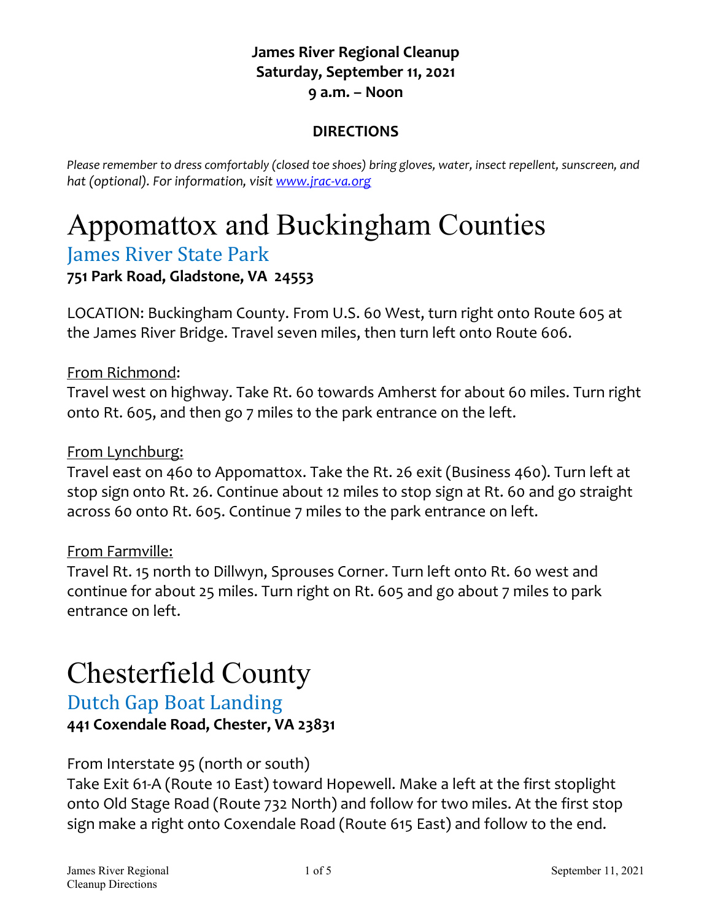**James River Regional Cleanup**
**Saturday, September 11, 2021**
**9 a.m. – Noon**

**DIRECTIONS**

*Please remember to dress comfortably (closed toe shoes) bring gloves, water, insect repellent, sunscreen, and hat (optional). For information, visit [www.jrac-va.org](www.jrac-va.org)*

# Appomattox and Buckingham Counties

## James River State Park

**751 Park Road, Gladstone, VA 24553**

LOCATION: Buckingham County. From U.S. 60 West, turn right onto Route 605 at the James River Bridge. Travel seven miles, then turn left onto Route 606.

<u>From Richmond</u>:
Travel west on highway. Take Rt. 60 towards Amherst for about 60 miles. Turn right onto Rt. 605, and then go 7 miles to the park entrance on the left.

<u>From Lynchburg:</u>
Travel east on 460 to Appomattox. Take the Rt. 26 exit (Business 460). Turn left at stop sign onto Rt. 26. Continue about 12 miles to stop sign at Rt. 60 and go straight across 60 onto Rt. 605. Continue 7 miles to the park entrance on left.

<u>From Farmville:</u>
Travel Rt. 15 north to Dillwyn, Sprouses Corner. Turn left onto Rt. 60 west and continue for about 25 miles. Turn right on Rt. 605 and go about 7 miles to park entrance on left.

# Chesterfield County

## Dutch Gap Boat Landing

**441 Coxendale Road, Chester, VA 23831**

From Interstate 95 (north or south)
Take Exit 61-A (Route 10 East) toward Hopewell. Make a left at the first stoplight onto Old Stage Road (Route 732 North) and follow for two miles. At the first stop sign make a right onto Coxendale Road (Route 615 East) and follow to the end.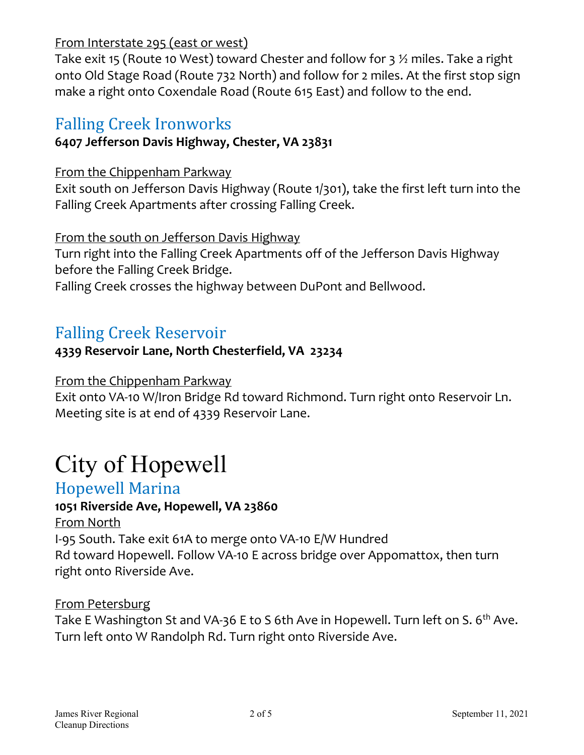From Interstate 295 (east or west)

Take exit 15 (Route 10 West) toward Chester and follow for 3 ½ miles. Take a right onto Old Stage Road (Route 732 North) and follow for 2 miles. At the first stop sign make a right onto Coxendale Road (Route 615 East) and follow to the end.

## Falling Creek Ironworks

**6407 Jefferson Davis Highway, Chester, VA 23831**

From the Chippenham Parkway

Exit south on Jefferson Davis Highway (Route 1/301), take the first left turn into the Falling Creek Apartments after crossing Falling Creek.

From the south on Jefferson Davis Highway

Turn right into the Falling Creek Apartments off of the Jefferson Davis Highway before the Falling Creek Bridge.
Falling Creek crosses the highway between DuPont and Bellwood.

## Falling Creek Reservoir

**4339 Reservoir Lane, North Chesterfield, VA 23234**

From the Chippenham Parkway

Exit onto VA-10 W/Iron Bridge Rd toward Richmond. Turn right onto Reservoir Ln. Meeting site is at end of 4339 Reservoir Lane.

# City of Hopewell

## Hopewell Marina

**1051 Riverside Ave, Hopewell, VA 23860**

From North

I-95 South. Take exit 61A to merge onto VA-10 E/W Hundred Rd toward Hopewell. Follow VA-10 E across bridge over Appomattox, then turn right onto Riverside Ave.

From Petersburg

Take E Washington St and VA-36 E to S 6th Ave in Hopewell. Turn left on S. 6th Ave. Turn left onto W Randolph Rd. Turn right onto Riverside Ave.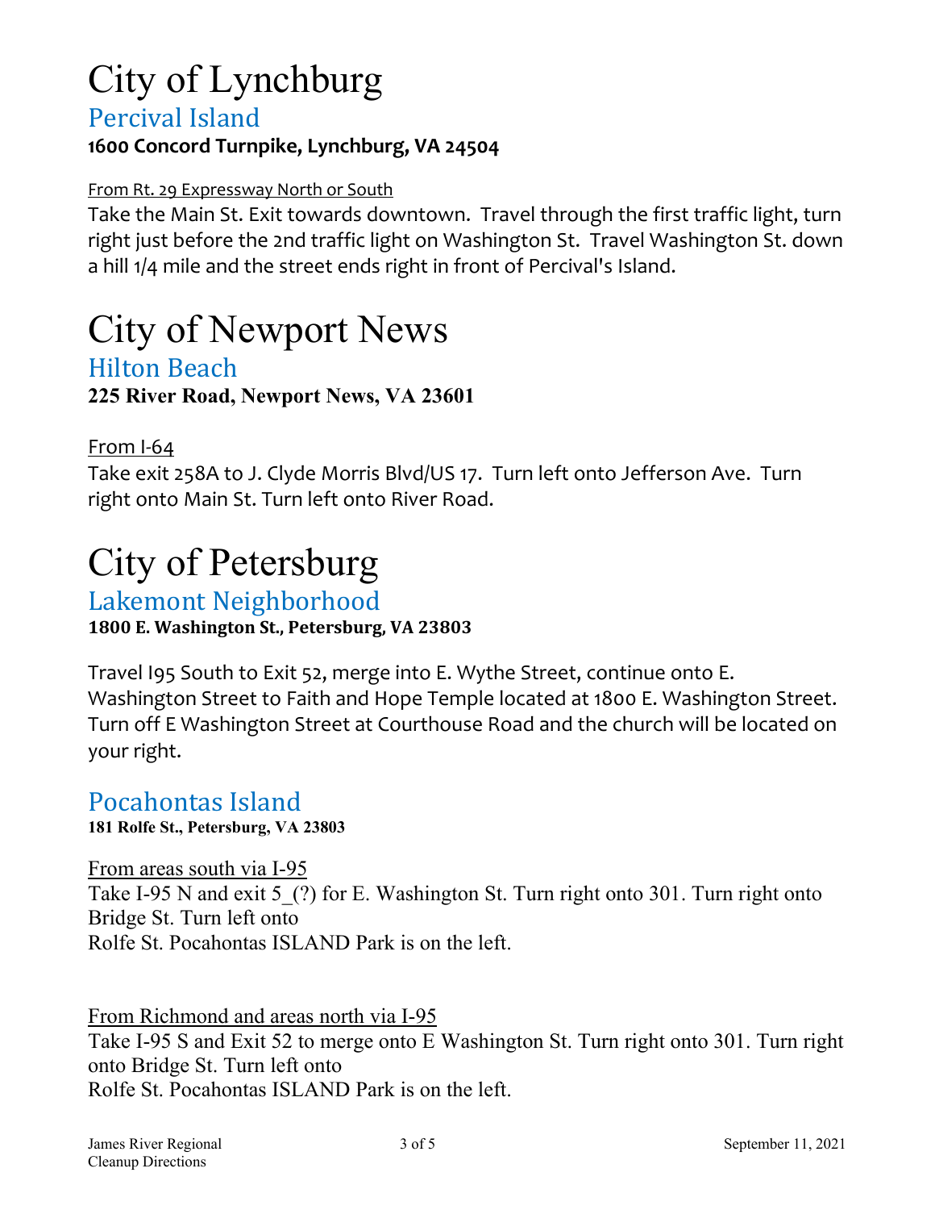# City of Lynchburg

## Percival Island

**1600 Concord Turnpike, Lynchburg, VA 24504**

From Rt. 29 Expressway North or South

Take the Main St. Exit towards downtown. Travel through the first traffic light, turn right just before the 2nd traffic light on Washington St. Travel Washington St. down a hill 1/4 mile and the street ends right in front of Percival's Island.

# City of Newport News

## Hilton Beach

**225 River Road, Newport News, VA 23601**

From I-64

Take exit 258A to J. Clyde Morris Blvd/US 17. Turn left onto Jefferson Ave. Turn right onto Main St. Turn left onto River Road.

# City of Petersburg

## Lakemont Neighborhood

**1800 E. Washington St., Petersburg, VA 23803**

Travel I95 South to Exit 52, merge into E. Wythe Street, continue onto E. Washington Street to Faith and Hope Temple located at 1800 E. Washington Street. Turn off E Washington Street at Courthouse Road and the church will be located on your right.

## Pocahontas Island

**181 Rolfe St., Petersburg, VA 23803**

From areas south via I-95

Take I-95 N and exit 5_(?) for E. Washington St. Turn right onto 301. Turn right onto Bridge St. Turn left onto Rolfe St. Pocahontas ISLAND Park is on the left.

From Richmond and areas north via I-95

Take I-95 S and Exit 52 to merge onto E Washington St. Turn right onto 301. Turn right onto Bridge St. Turn left onto Rolfe St. Pocahontas ISLAND Park is on the left.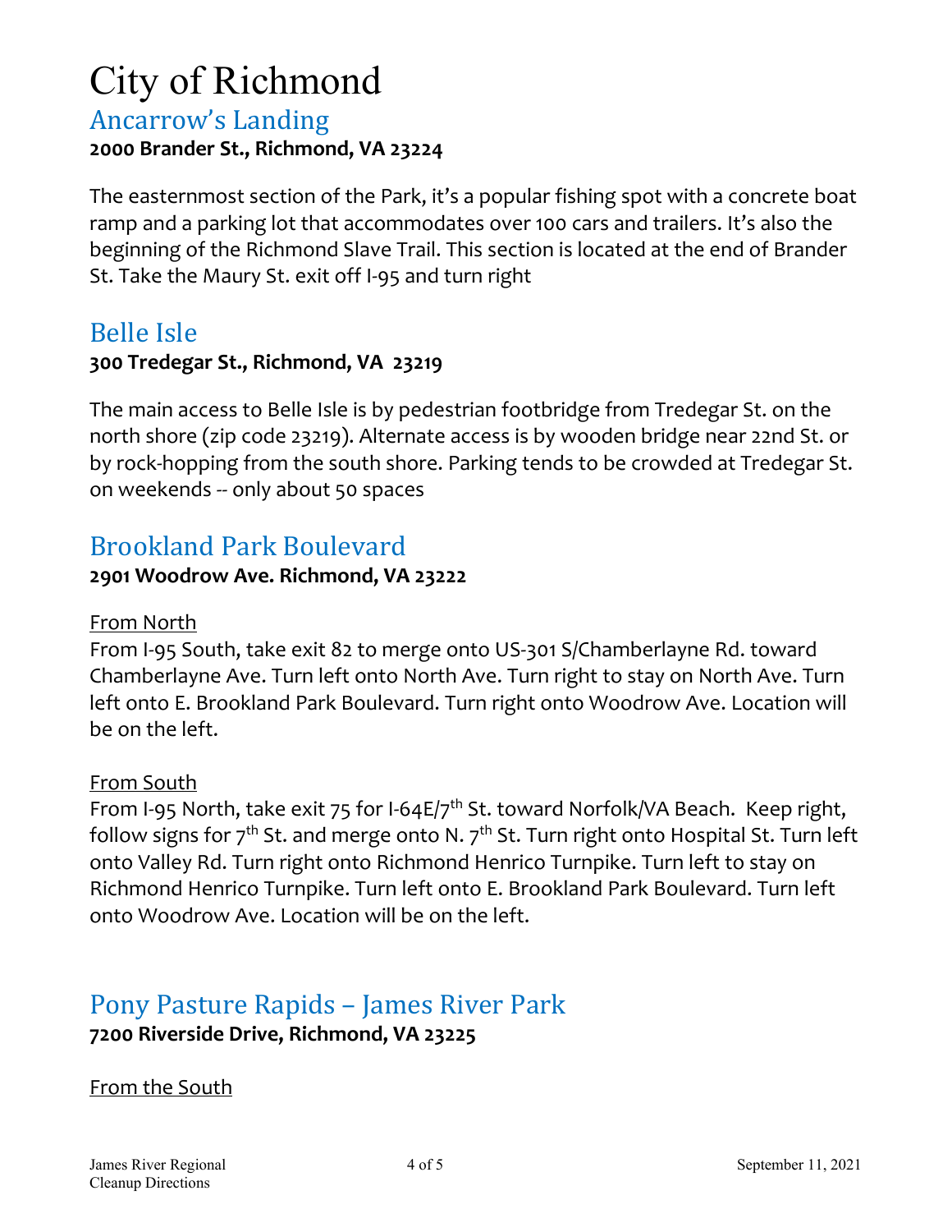# City of Richmond

## Ancarrow's Landing

**2000 Brander St., Richmond, VA 23224**

The easternmost section of the Park, it's a popular fishing spot with a concrete boat ramp and a parking lot that accommodates over 100 cars and trailers. It's also the beginning of the Richmond Slave Trail. This section is located at the end of Brander St. Take the Maury St. exit off I-95 and turn right

## Belle Isle

**300 Tredegar St., Richmond, VA 23219**

The main access to Belle Isle is by pedestrian footbridge from Tredegar St. on the north shore (zip code 23219). Alternate access is by wooden bridge near 22nd St. or by rock-hopping from the south shore. Parking tends to be crowded at Tredegar St. on weekends -- only about 50 spaces

## Brookland Park Boulevard

**2901 Woodrow Ave. Richmond, VA 23222**

<u>From North</u>

From I-95 South, take exit 82 to merge onto US-301 S/Chamberlayne Rd. toward Chamberlayne Ave. Turn left onto North Ave. Turn right to stay on North Ave. Turn left onto E. Brookland Park Boulevard. Turn right onto Woodrow Ave. Location will be on the left.

<u>From South</u>

From I-95 North, take exit 75 for I-64E/7th St. toward Norfolk/VA Beach. Keep right, follow signs for 7th St. and merge onto N. 7th St. Turn right onto Hospital St. Turn left onto Valley Rd. Turn right onto Richmond Henrico Turnpike. Turn left to stay on Richmond Henrico Turnpike. Turn left onto E. Brookland Park Boulevard. Turn left onto Woodrow Ave. Location will be on the left.

## Pony Pasture Rapids – James River Park

**7200 Riverside Drive, Richmond, VA 23225**

<u>From the South</u>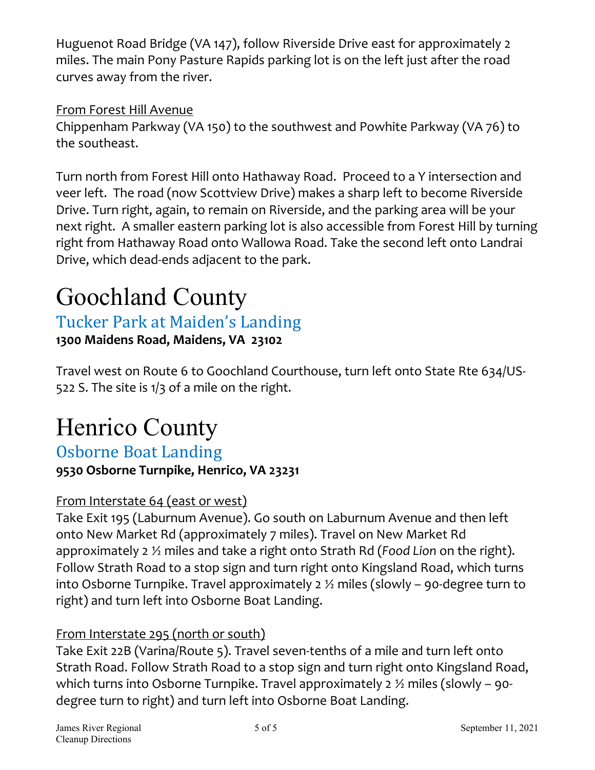Huguenot Road Bridge (VA 147), follow Riverside Drive east for approximately 2 miles. The main Pony Pasture Rapids parking lot is on the left just after the road curves away from the river.

<u>From Forest Hill Avenue</u>
Chippenham Parkway (VA 150) to the southwest and Powhite Parkway (VA 76) to the southeast.

Turn north from Forest Hill onto Hathaway Road. Proceed to a Y intersection and veer left. The road (now Scottview Drive) makes a sharp left to become Riverside Drive. Turn right, again, to remain on Riverside, and the parking area will be your next right. A smaller eastern parking lot is also accessible from Forest Hill by turning right from Hathaway Road onto Wallowa Road. Take the second left onto Landrai Drive, which dead-ends adjacent to the park.

# Goochland County

## Tucker Park at Maiden's Landing

**1300 Maidens Road, Maidens, VA 23102**

Travel west on Route 6 to Goochland Courthouse, turn left onto State Rte 634/US-522 S. The site is 1/3 of a mile on the right.

# Henrico County

## Osborne Boat Landing

**9530 Osborne Turnpike, Henrico, VA 23231**

<u>From Interstate 64 (east or west)</u>
Take Exit 195 (Laburnum Avenue). Go south on Laburnum Avenue and then left onto New Market Rd (approximately 7 miles). Travel on New Market Rd approximately 2 ½ miles and take a right onto Strath Rd (*Food Lion* on the right). Follow Strath Road to a stop sign and turn right onto Kingsland Road, which turns into Osborne Turnpike. Travel approximately 2 ½ miles (slowly – 90-degree turn to right) and turn left into Osborne Boat Landing.

<u>From Interstate 295 (north or south)</u>
Take Exit 22B (Varina/Route 5). Travel seven-tenths of a mile and turn left onto Strath Road. Follow Strath Road to a stop sign and turn right onto Kingsland Road, which turns into Osborne Turnpike. Travel approximately 2 ½ miles (slowly – 90-degree turn to right) and turn left into Osborne Boat Landing.